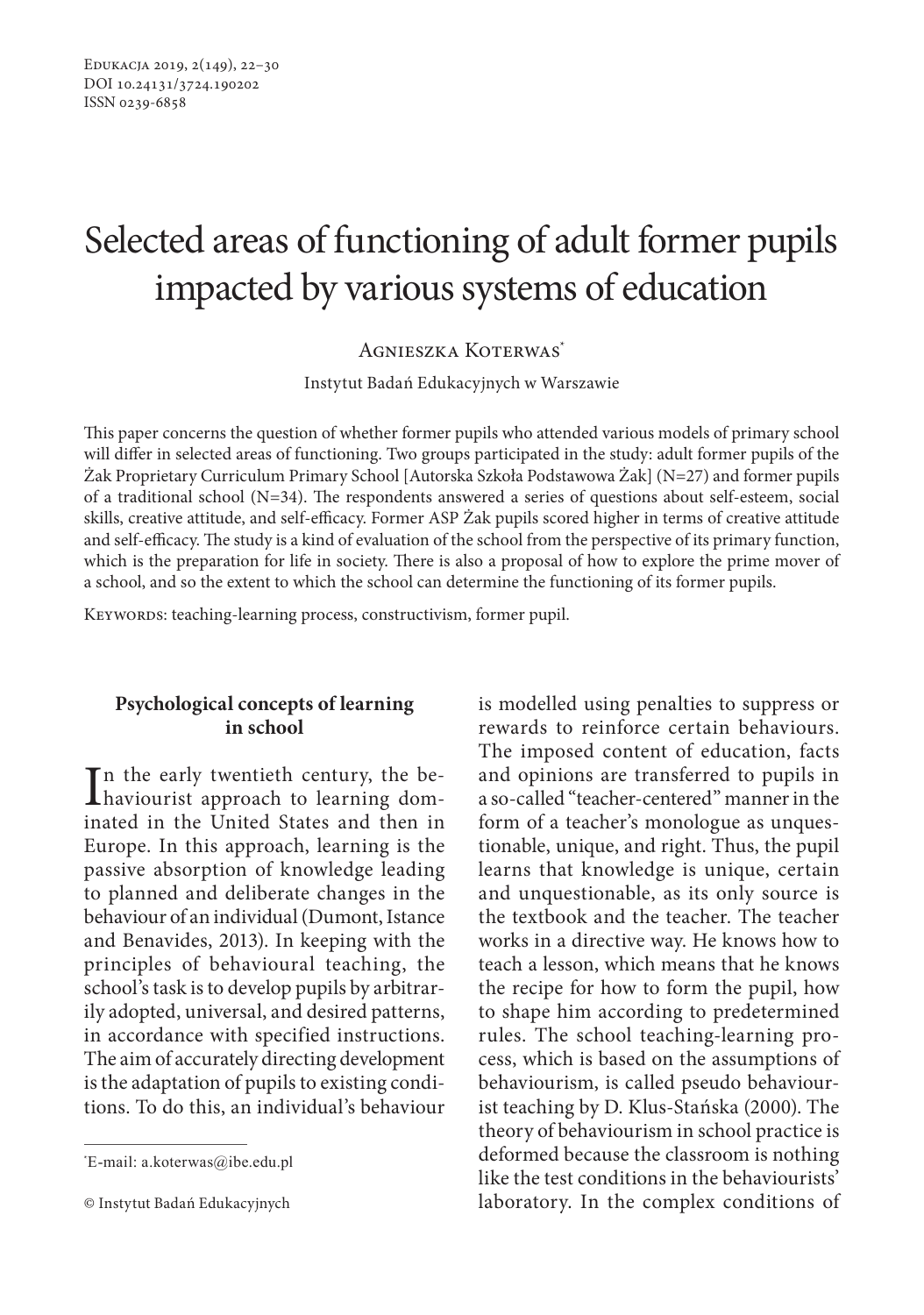# Selected areas of functioning of adult former pupils impacted by various systems of education

Agnieszka Koterwas*

Instytut Badań Edukacyjnych w Warszawie

This paper concerns the question of whether former pupils who attended various models of primary school will differ in selected areas of functioning. Two groups participated in the study: adult former pupils of the Żak Proprietary Curriculum Primary School [Autorska Szkoła Podstawowa Żak] (N=27) and former pupils of a traditional school (N=34). The respondents answered a series of questions about self-esteem, social skills, creative attitude, and self-efficacy. Former ASP Żak pupils scored higher in terms of creative attitude and self-efficacy. The study is a kind of evaluation of the school from the perspective of its primary function, which is the preparation for life in society. There is also a proposal of how to explore the prime mover of a school, and so the extent to which the school can determine the functioning of its former pupils.

Keywords: teaching-learning process, constructivism, former pupil.

## Psychological concepts of learning in school

In the early twentieth century, the behaviourist approach to learning dominated in the United States and then in Europe. In this approach, learning is the passive absorption of knowledge leading to planned and deliberate changes in the behaviour of an individual (Dumont, Istance and Benavides, 2013). In keeping with the principles of behavioural teaching, the school's task is to develop pupils by arbitrarily adopted, universal, and desired patterns, in accordance with specified instructions. The aim of accurately directing development is the adaptation of pupils to existing conditions. To do this, an individual's behaviour is modelled using penalties to suppress or rewards to reinforce certain behaviours. The imposed content of education, facts and opinions are transferred to pupils in a so-called "teacher-centered" manner in the form of a teacher's monologue as unquestionable, unique, and right. Thus, the pupil learns that knowledge is unique, certain and unquestionable, as its only source is the textbook and the teacher. The teacher works in a directive way. He knows how to teach a lesson, which means that he knows the recipe for how to form the pupil, how to shape him according to predetermined rules. The school teaching-learning process, which is based on the assumptions of behaviourism, is called pseudo behaviourist teaching by D. Klus-Stańska (2000). The theory of behaviourism in school practice is deformed because the classroom is nothing like the test conditions in the behaviourists' laboratory. In the complex conditions of

*E-mail: a.koterwas@ibe.edu.pl

© Instytut Badań Edukacyjnych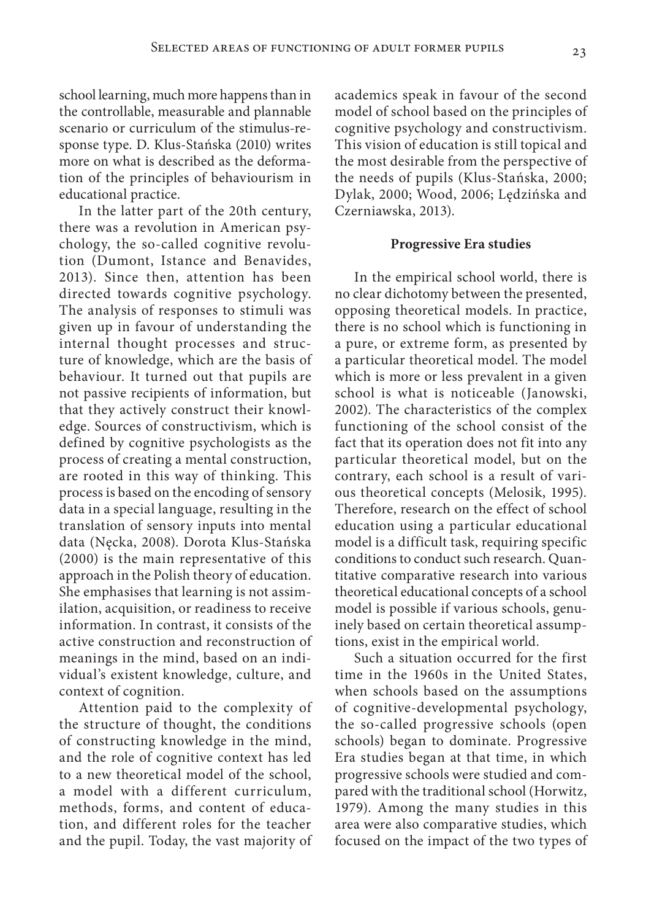school learning, much more happens than in the controllable, measurable and plannable scenario or curriculum of the stimulus-response type. D. Klus-Stańska (2010) writes more on what is described as the deformation of the principles of behaviourism in educational practice.

In the latter part of the 20th century, there was a revolution in American psychology, the so-called cognitive revolution (Dumont, Istance and Benavides, 2013). Since then, attention has been directed towards cognitive psychology. The analysis of responses to stimuli was given up in favour of understanding the internal thought processes and structure of knowledge, which are the basis of behaviour. It turned out that pupils are not passive recipients of information, but that they actively construct their knowledge. Sources of constructivism, which is defined by cognitive psychologists as the process of creating a mental construction, are rooted in this way of thinking. This process is based on the encoding of sensory data in a special language, resulting in the translation of sensory inputs into mental data (Nęcka, 2008). Dorota Klus-Stańska (2000) is the main representative of this approach in the Polish theory of education. She emphasises that learning is not assimilation, acquisition, or readiness to receive information. In contrast, it consists of the active construction and reconstruction of meanings in the mind, based on an individual's existent knowledge, culture, and context of cognition.

Attention paid to the complexity of the structure of thought, the conditions of constructing knowledge in the mind, and the role of cognitive context has led to a new theoretical model of the school, a model with a different curriculum, methods, forms, and content of education, and different roles for the teacher and the pupil. Today, the vast majority of academics speak in favour of the second model of school based on the principles of cognitive psychology and constructivism. This vision of education is still topical and the most desirable from the perspective of the needs of pupils (Klus-Stańska, 2000; Dylak, 2000; Wood, 2006; Lędzińska and Czerniawska, 2013).

## Progressive Era studies

In the empirical school world, there is no clear dichotomy between the presented, opposing theoretical models. In practice, there is no school which is functioning in a pure, or extreme form, as presented by a particular theoretical model. The model which is more or less prevalent in a given school is what is noticeable (Janowski, 2002). The characteristics of the complex functioning of the school consist of the fact that its operation does not fit into any particular theoretical model, but on the contrary, each school is a result of various theoretical concepts (Melosik, 1995). Therefore, research on the effect of school education using a particular educational model is a difficult task, requiring specific conditions to conduct such research. Quantitative comparative research into various theoretical educational concepts of a school model is possible if various schools, genuinely based on certain theoretical assumptions, exist in the empirical world.

Such a situation occurred for the first time in the 1960s in the United States, when schools based on the assumptions of cognitive-developmental psychology, the so-called progressive schools (open schools) began to dominate. Progressive Era studies began at that time, in which progressive schools were studied and compared with the traditional school (Horwitz, 1979). Among the many studies in this area were also comparative studies, which focused on the impact of the two types of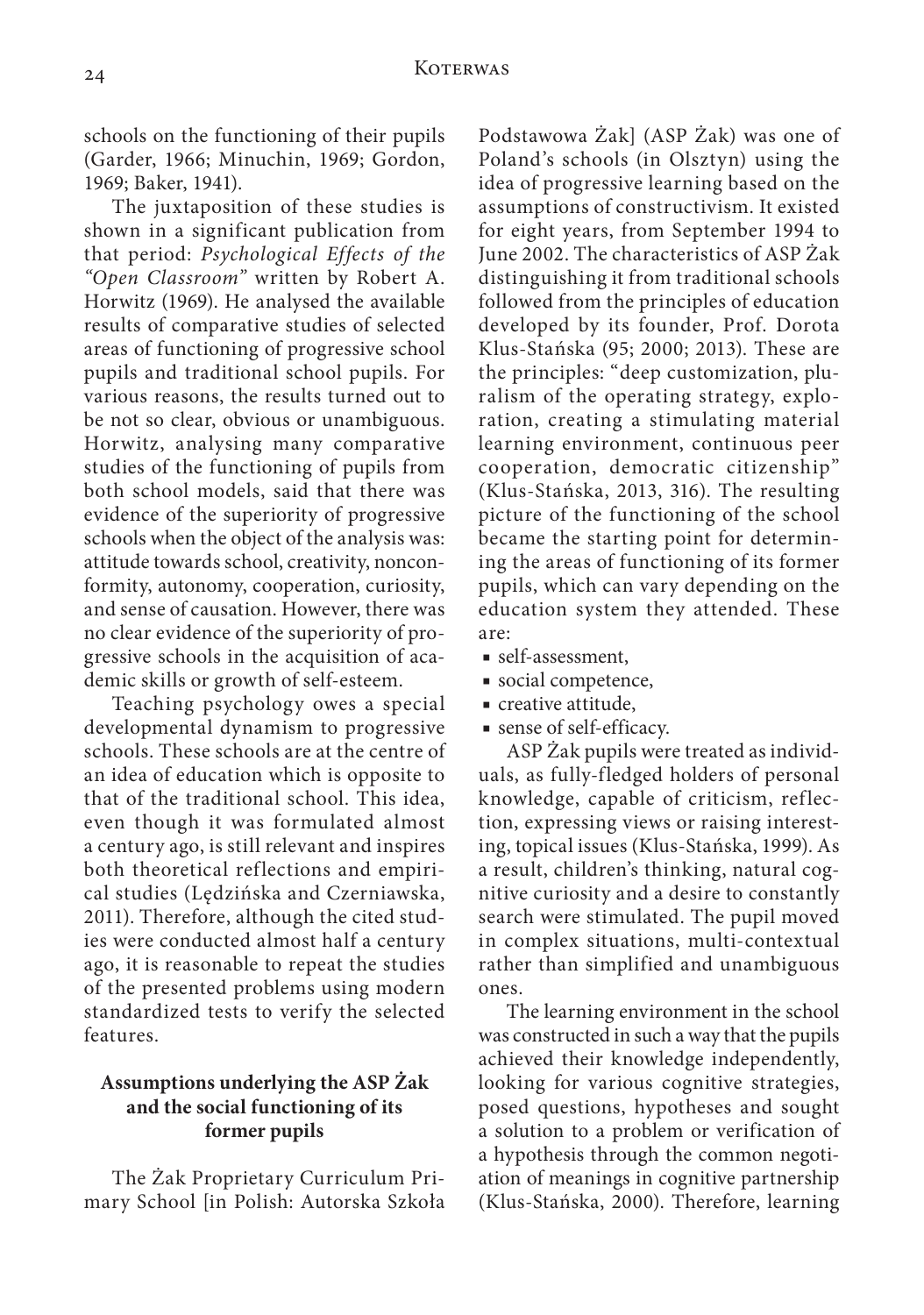schools on the functioning of their pupils (Garder, 1966; Minuchin, 1969; Gordon, 1969; Baker, 1941).

The juxtaposition of these studies is shown in a significant publication from that period: *Psychological Effects of the "Open Classroom"* written by Robert A. Horwitz (1969). He analysed the available results of comparative studies of selected areas of functioning of progressive school pupils and traditional school pupils. For various reasons, the results turned out to be not so clear, obvious or unambiguous. Horwitz, analysing many comparative studies of the functioning of pupils from both school models, said that there was evidence of the superiority of progressive schools when the object of the analysis was: attitude towards school, creativity, nonconformity, autonomy, cooperation, curiosity, and sense of causation. However, there was no clear evidence of the superiority of progressive schools in the acquisition of academic skills or growth of self-esteem.

Teaching psychology owes a special developmental dynamism to progressive schools. These schools are at the centre of an idea of education which is opposite to that of the traditional school. This idea, even though it was formulated almost a century ago, is still relevant and inspires both theoretical reflections and empirical studies (Lędzińska and Czerniawska, 2011). Therefore, although the cited studies were conducted almost half a century ago, it is reasonable to repeat the studies of the presented problems using modern standardized tests to verify the selected features.

## Assumptions underlying the ASP Żak and the social functioning of its former pupils

The Żak Proprietary Curriculum Primary School [in Polish: Autorska Szkoła Podstawowa Żak] (ASP Żak) was one of Poland's schools (in Olsztyn) using the idea of progressive learning based on the assumptions of constructivism. It existed for eight years, from September 1994 to June 2002. The characteristics of ASP Żak distinguishing it from traditional schools followed from the principles of education developed by its founder, Prof. Dorota Klus-Stańska (95; 2000; 2013). These are the principles: "deep customization, pluralism of the operating strategy, exploration, creating a stimulating material learning environment, continuous peer cooperation, democratic citizenship" (Klus-Stańska, 2013, 316). The resulting picture of the functioning of the school became the starting point for determining the areas of functioning of its former pupils, which can vary depending on the education system they attended. These are:

- self-assessment,
- social competence,
- creative attitude,
- sense of self-efficacy.

ASP Żak pupils were treated as individuals, as fully-fledged holders of personal knowledge, capable of criticism, reflection, expressing views or raising interesting, topical issues (Klus-Stańska, 1999). As a result, children's thinking, natural cognitive curiosity and a desire to constantly search were stimulated. The pupil moved in complex situations, multi-contextual rather than simplified and unambiguous ones.

The learning environment in the school was constructed in such a way that the pupils achieved their knowledge independently, looking for various cognitive strategies, posed questions, hypotheses and sought a solution to a problem or verification of a hypothesis through the common negotiation of meanings in cognitive partnership (Klus-Stańska, 2000). Therefore, learning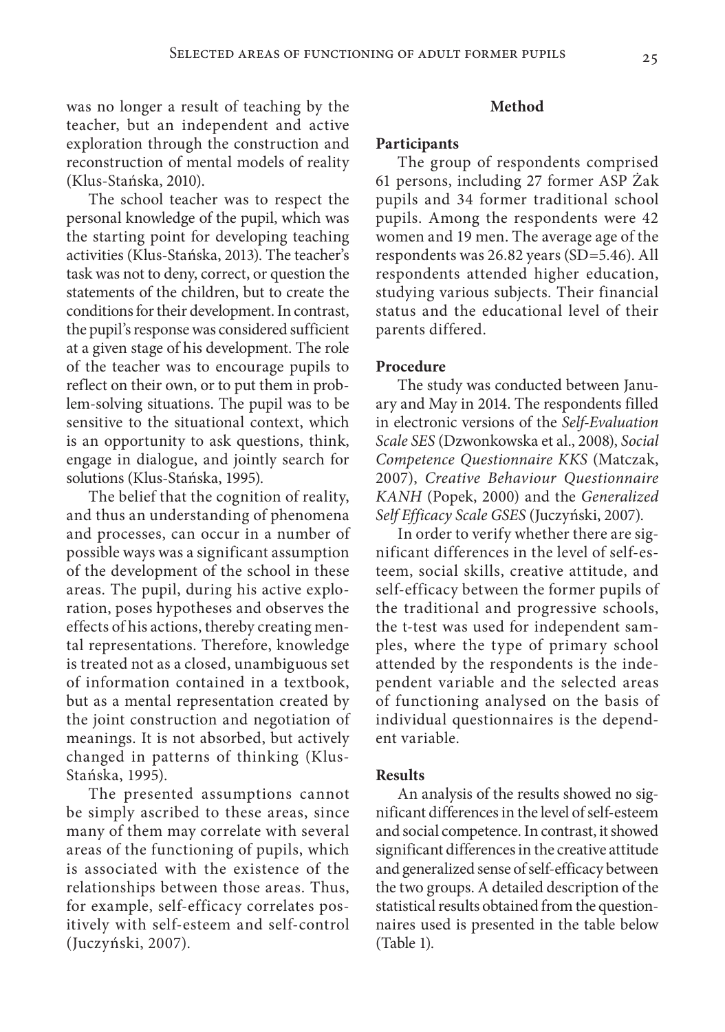was no longer a result of teaching by the teacher, but an independent and active exploration through the construction and reconstruction of mental models of reality (Klus-Stańska, 2010).

The school teacher was to respect the personal knowledge of the pupil, which was the starting point for developing teaching activities (Klus-Stańska, 2013). The teacher's task was not to deny, correct, or question the statements of the children, but to create the conditions for their development. In contrast, the pupil's response was considered sufficient at a given stage of his development. The role of the teacher was to encourage pupils to reflect on their own, or to put them in problem-solving situations. The pupil was to be sensitive to the situational context, which is an opportunity to ask questions, think, engage in dialogue, and jointly search for solutions (Klus-Stańska, 1995).

The belief that the cognition of reality, and thus an understanding of phenomena and processes, can occur in a number of possible ways was a significant assumption of the development of the school in these areas. The pupil, during his active exploration, poses hypotheses and observes the effects of his actions, thereby creating mental representations. Therefore, knowledge is treated not as a closed, unambiguous set of information contained in a textbook, but as a mental representation created by the joint construction and negotiation of meanings. It is not absorbed, but actively changed in patterns of thinking (Klus-Stańska, 1995).

The presented assumptions cannot be simply ascribed to these areas, since many of them may correlate with several areas of the functioning of pupils, which is associated with the existence of the relationships between those areas. Thus, for example, self-efficacy correlates positively with self-esteem and self-control (Juczyński, 2007).

## Method

### Participants

The group of respondents comprised 61 persons, including 27 former ASP Żak pupils and 34 former traditional school pupils. Among the respondents were 42 women and 19 men. The average age of the respondents was 26.82 years (SD=5.46). All respondents attended higher education, studying various subjects. Their financial status and the educational level of their parents differed.

### Procedure

The study was conducted between January and May in 2014. The respondents filled in electronic versions of the *Self-Evaluation Scale SES* (Dzwonkowska et al., 2008), *Social Competence Questionnaire KKS* (Matczak, 2007), *Creative Behaviour Questionnaire KANH* (Popek, 2000) and the *Generalized Self Efficacy Scale GSES* (Juczyński, 2007).

In order to verify whether there are significant differences in the level of self-esteem, social skills, creative attitude, and self-efficacy between the former pupils of the traditional and progressive schools, the t-test was used for independent samples, where the type of primary school attended by the respondents is the independent variable and the selected areas of functioning analysed on the basis of individual questionnaires is the dependent variable.

### Results

An analysis of the results showed no significant differences in the level of self-esteem and social competence. In contrast, it showed significant differences in the creative attitude and generalized sense of self-efficacy between the two groups. A detailed description of the statistical results obtained from the questionnaires used is presented in the table below (Table 1).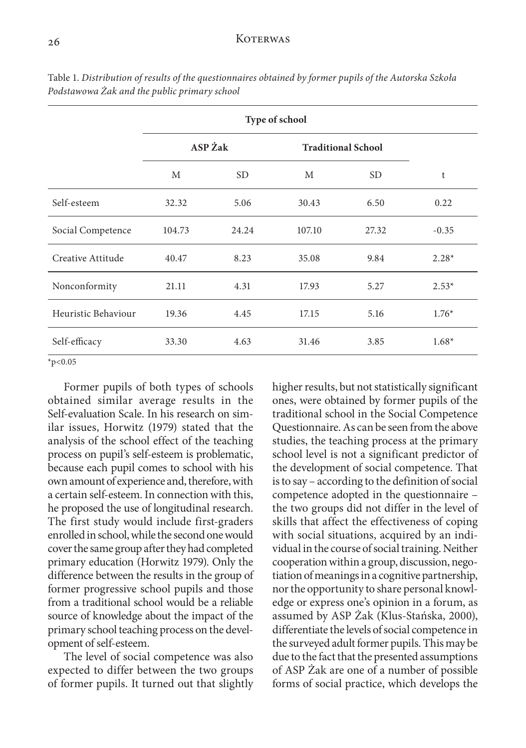Table 1. *Distribution of results of the questionnaires obtained by former pupils of the Autorska Szkoła Podstawowa Żak and the public primary school*

| | **Type of school** | | | | |
|---|---|---|---|---|---|
| | **ASP Żak** | | **Traditional School** | | |
| | M | SD | M | SD | t |
| Self-esteem | 32.32 | 5.06 | 30.43 | 6.50 | 0.22 |
| Social Competence | 104.73 | 24.24 | 107.10 | 27.32 | -0.35 |
| Creative Attitude | 40.47 | 8.23 | 35.08 | 9.84 | 2.28* |
| Nonconformity | 21.11 | 4.31 | 17.93 | 5.27 | 2.53* |
| Heuristic Behaviour | 19.36 | 4.45 | 17.15 | 5.16 | 1.76* |
| Self-efficacy | 33.30 | 4.63 | 31.46 | 3.85 | 1.68* |

*$p<0.05$

Former pupils of both types of schools obtained similar average results in the Self-evaluation Scale. In his research on similar issues, Horwitz (1979) stated that the analysis of the school effect of the teaching process on pupil's self-esteem is problematic, because each pupil comes to school with his own amount of experience and, therefore, with a certain self-esteem. In connection with this, he proposed the use of longitudinal research. The first study would include first-graders enrolled in school, while the second one would cover the same group after they had completed primary education (Horwitz 1979). Only the difference between the results in the group of former progressive school pupils and those from a traditional school would be a reliable source of knowledge about the impact of the primary school teaching process on the development of self-esteem.

The level of social competence was also expected to differ between the two groups of former pupils. It turned out that slightly higher results, but not statistically significant ones, were obtained by former pupils of the traditional school in the Social Competence Questionnaire. As can be seen from the above studies, the teaching process at the primary school level is not a significant predictor of the development of social competence. That is to say – according to the definition of social competence adopted in the questionnaire – the two groups did not differ in the level of skills that affect the effectiveness of coping with social situations, acquired by an individual in the course of social training. Neither cooperation within a group, discussion, negotiation of meanings in a cognitive partnership, nor the opportunity to share personal knowledge or express one's opinion in a forum, as assumed by ASP Żak (Klus-Stańska, 2000), differentiate the levels of social competence in the surveyed adult former pupils. This may be due to the fact that the presented assumptions of ASP Żak are one of a number of possible forms of social practice, which develops the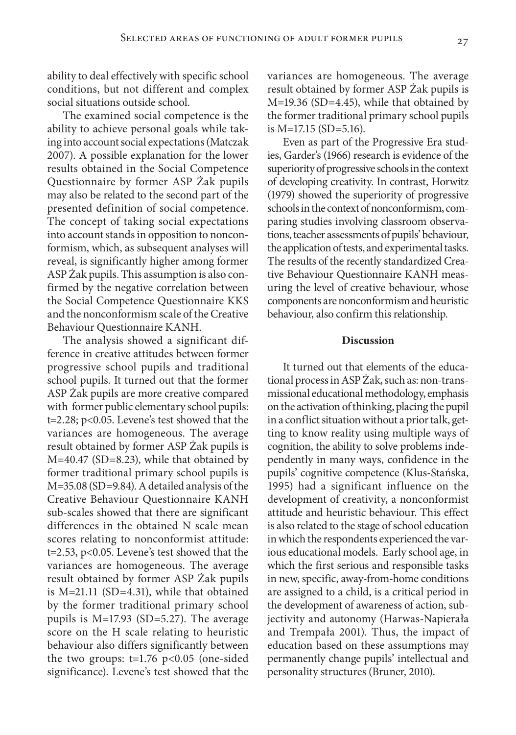ability to deal effectively with specific school conditions, but not different and complex social situations outside school.

The examined social competence is the ability to achieve personal goals while taking into account social expectations (Matczak 2007). A possible explanation for the lower results obtained in the Social Competence Questionnaire by former ASP Żak pupils may also be related to the second part of the presented definition of social competence. The concept of taking social expectations into account stands in opposition to nonconformism, which, as subsequent analyses will reveal, is significantly higher among former ASP Żak pupils. This assumption is also confirmed by the negative correlation between the Social Competence Questionnaire KKS and the nonconformism scale of the Creative Behaviour Questionnaire KANH.

The analysis showed a significant difference in creative attitudes between former progressive school pupils and traditional school pupils. It turned out that the former ASP Żak pupils are more creative compared with former public elementary school pupils: $t=2.28$; $p<0.05$. Levene's test showed that the variances are homogeneous. The average result obtained by former ASP Żak pupils is $M=40.47$ ($SD=8.23$), while that obtained by former traditional primary school pupils is $M=35.08$ ($SD=9.84$). A detailed analysis of the Creative Behaviour Questionnaire KANH sub-scales showed that there are significant differences in the obtained N scale mean scores relating to nonconformist attitude: $t=2.53$, $p<0.05$. Levene's test showed that the variances are homogeneous. The average result obtained by former ASP Żak pupils is $M=21.11$ ($SD=4.31$), while that obtained by the former traditional primary school pupils is $M=17.93$ ($SD=5.27$). The average score on the H scale relating to heuristic behaviour also differs significantly between the two groups: $t=1.76$ $p<0.05$ (one-sided significance). Levene's test showed that the variances are homogeneous. The average result obtained by former ASP Żak pupils is $M=19.36$ ($SD=4.45$), while that obtained by the former traditional primary school pupils is $M=17.15$ ($SD=5.16$).

Even as part of the Progressive Era studies, Garder's (1966) research is evidence of the superiority of progressive schools in the context of developing creativity. In contrast, Horwitz (1979) showed the superiority of progressive schools in the context of nonconformism, comparing studies involving classroom observations, teacher assessments of pupils' behaviour, the application of tests, and experimental tasks. The results of the recently standardized Creative Behaviour Questionnaire KANH measuring the level of creative behaviour, whose components are nonconformism and heuristic behaviour, also confirm this relationship.

## Discussion

It turned out that elements of the educational process in ASP Żak, such as: non-transmissional educational methodology, emphasis on the activation of thinking, placing the pupil in a conflict situation without a prior talk, getting to know reality using multiple ways of cognition, the ability to solve problems independently in many ways, confidence in the pupils' cognitive competence (Klus-Stańska, 1995) had a significant influence on the development of creativity, a nonconformist attitude and heuristic behaviour. This effect is also related to the stage of school education in which the respondents experienced the various educational models. Early school age, in which the first serious and responsible tasks in new, specific, away-from-home conditions are assigned to a child, is a critical period in the development of awareness of action, subjectivity and autonomy (Harwas-Napierała and Trempała 2001). Thus, the impact of education based on these assumptions may permanently change pupils' intellectual and personality structures (Bruner, 2010).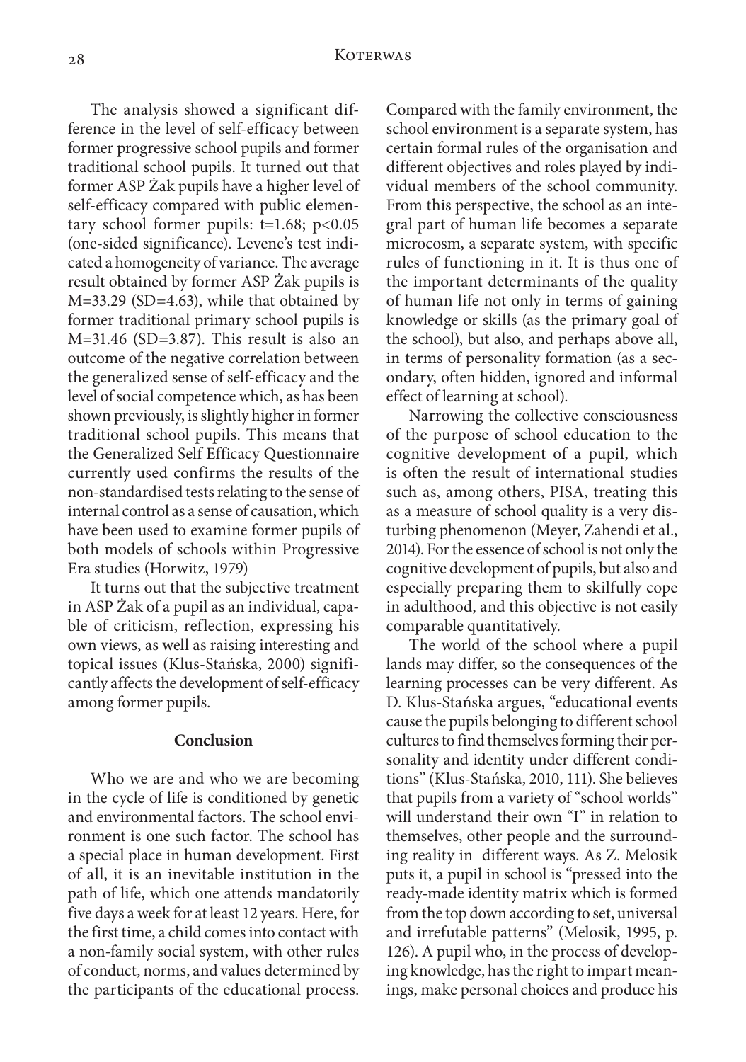The analysis showed a significant difference in the level of self-efficacy between former progressive school pupils and former traditional school pupils. It turned out that former ASP Żak pupils have a higher level of self-efficacy compared with public elementary school former pupils: $t=1.68$; $p<0.05$ (one-sided significance). Levene's test indicated a homogeneity of variance. The average result obtained by former ASP Żak pupils is $M=33.29$ ($SD=4.63$), while that obtained by former traditional primary school pupils is $M=31.46$ ($SD=3.87$). This result is also an outcome of the negative correlation between the generalized sense of self-efficacy and the level of social competence which, as has been shown previously, is slightly higher in former traditional school pupils. This means that the Generalized Self Efficacy Questionnaire currently used confirms the results of the non-standardised tests relating to the sense of internal control as a sense of causation, which have been used to examine former pupils of both models of schools within Progressive Era studies (Horwitz, 1979)

It turns out that the subjective treatment in ASP Żak of a pupil as an individual, capable of criticism, reflection, expressing his own views, as well as raising interesting and topical issues (Klus-Stańska, 2000) significantly affects the development of self-efficacy among former pupils.

## Conclusion

Who we are and who we are becoming in the cycle of life is conditioned by genetic and environmental factors. The school environment is one such factor. The school has a special place in human development. First of all, it is an inevitable institution in the path of life, which one attends mandatorily five days a week for at least 12 years. Here, for the first time, a child comes into contact with a non-family social system, with other rules of conduct, norms, and values determined by the participants of the educational process. Compared with the family environment, the school environment is a separate system, has certain formal rules of the organisation and different objectives and roles played by individual members of the school community. From this perspective, the school as an integral part of human life becomes a separate microcosm, a separate system, with specific rules of functioning in it. It is thus one of the important determinants of the quality of human life not only in terms of gaining knowledge or skills (as the primary goal of the school), but also, and perhaps above all, in terms of personality formation (as a secondary, often hidden, ignored and informal effect of learning at school).

Narrowing the collective consciousness of the purpose of school education to the cognitive development of a pupil, which is often the result of international studies such as, among others, PISA, treating this as a measure of school quality is a very disturbing phenomenon (Meyer, Zahendi et al., 2014). For the essence of school is not only the cognitive development of pupils, but also and especially preparing them to skilfully cope in adulthood, and this objective is not easily comparable quantitatively.

The world of the school where a pupil lands may differ, so the consequences of the learning processes can be very different. As D. Klus-Stańska argues, "educational events cause the pupils belonging to different school cultures to find themselves forming their personality and identity under different conditions" (Klus-Stańska, 2010, 111). She believes that pupils from a variety of "school worlds" will understand their own "I" in relation to themselves, other people and the surrounding reality in different ways. As Z. Melosik puts it, a pupil in school is "pressed into the ready-made identity matrix which is formed from the top down according to set, universal and irrefutable patterns" (Melosik, 1995, p. 126). A pupil who, in the process of developing knowledge, has the right to impart meanings, make personal choices and produce his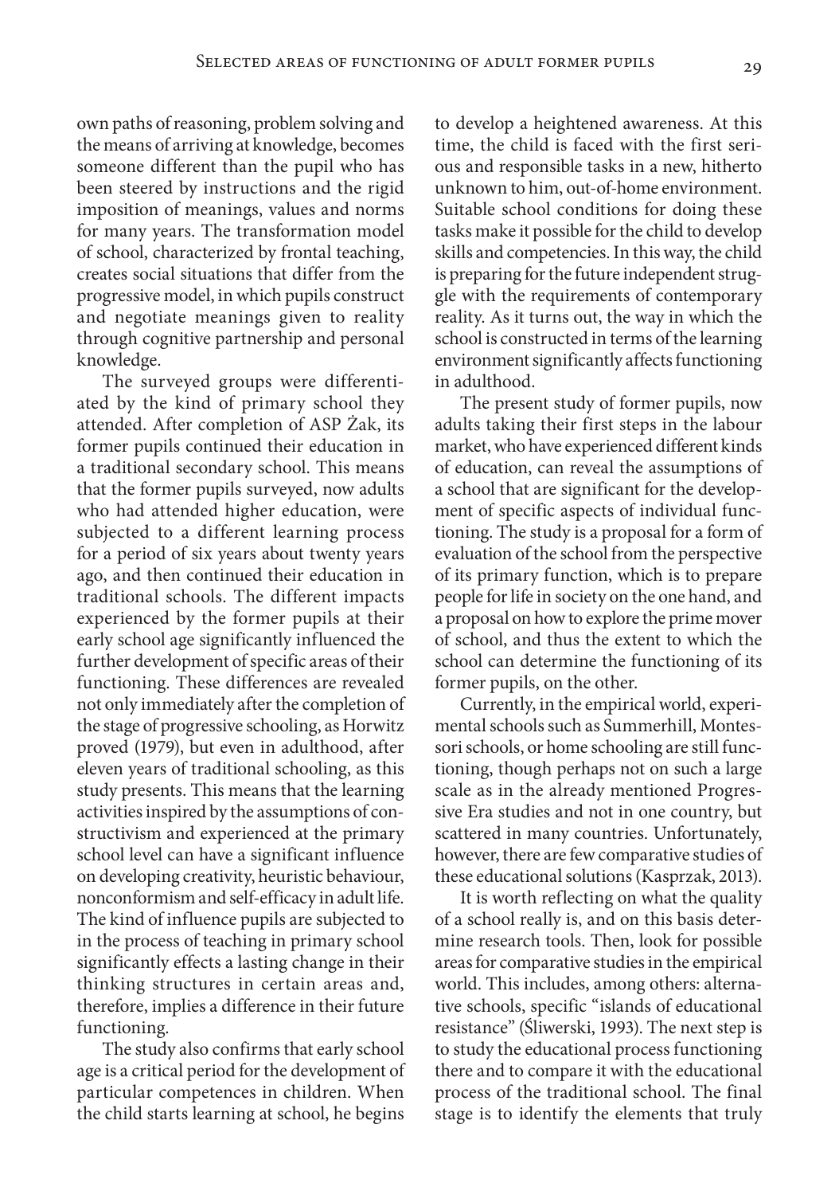own paths of reasoning, problem solving and the means of arriving at knowledge, becomes someone different than the pupil who has been steered by instructions and the rigid imposition of meanings, values and norms for many years. The transformation model of school, characterized by frontal teaching, creates social situations that differ from the progressive model, in which pupils construct and negotiate meanings given to reality through cognitive partnership and personal knowledge.

The surveyed groups were differentiated by the kind of primary school they attended. After completion of ASP Żak, its former pupils continued their education in a traditional secondary school. This means that the former pupils surveyed, now adults who had attended higher education, were subjected to a different learning process for a period of six years about twenty years ago, and then continued their education in traditional schools. The different impacts experienced by the former pupils at their early school age significantly influenced the further development of specific areas of their functioning. These differences are revealed not only immediately after the completion of the stage of progressive schooling, as Horwitz proved (1979), but even in adulthood, after eleven years of traditional schooling, as this study presents. This means that the learning activities inspired by the assumptions of constructivism and experienced at the primary school level can have a significant influence on developing creativity, heuristic behaviour, nonconformism and self-efficacy in adult life. The kind of influence pupils are subjected to in the process of teaching in primary school significantly effects a lasting change in their thinking structures in certain areas and, therefore, implies a difference in their future functioning.

The study also confirms that early school age is a critical period for the development of particular competences in children. When the child starts learning at school, he begins to develop a heightened awareness. At this time, the child is faced with the first serious and responsible tasks in a new, hitherto unknown to him, out-of-home environment. Suitable school conditions for doing these tasks make it possible for the child to develop skills and competencies. In this way, the child is preparing for the future independent struggle with the requirements of contemporary reality. As it turns out, the way in which the school is constructed in terms of the learning environment significantly affects functioning in adulthood.

The present study of former pupils, now adults taking their first steps in the labour market, who have experienced different kinds of education, can reveal the assumptions of a school that are significant for the development of specific aspects of individual functioning. The study is a proposal for a form of evaluation of the school from the perspective of its primary function, which is to prepare people for life in society on the one hand, and a proposal on how to explore the prime mover of school, and thus the extent to which the school can determine the functioning of its former pupils, on the other.

Currently, in the empirical world, experimental schools such as Summerhill, Montessori schools, or home schooling are still functioning, though perhaps not on such a large scale as in the already mentioned Progressive Era studies and not in one country, but scattered in many countries. Unfortunately, however, there are few comparative studies of these educational solutions (Kasprzak, 2013).

It is worth reflecting on what the quality of a school really is, and on this basis determine research tools. Then, look for possible areas for comparative studies in the empirical world. This includes, among others: alternative schools, specific "islands of educational resistance" (Śliwerski, 1993). The next step is to study the educational process functioning there and to compare it with the educational process of the traditional school. The final stage is to identify the elements that truly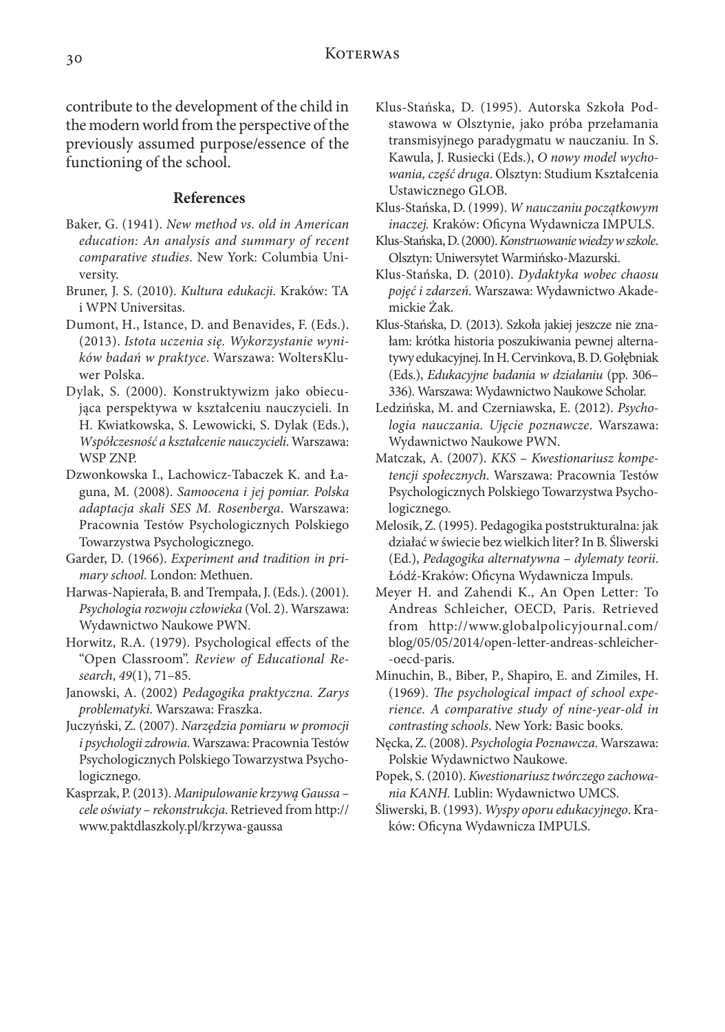contribute to the development of the child in the modern world from the perspective of the previously assumed purpose/essence of the functioning of the school.

## References

Baker, G. (1941). *New method vs. old in American education: An analysis and summary of recent comparative studies*. New York: Columbia University.

Bruner, J. S. (2010). *Kultura edukacji*. Kraków: TA i WPN Universitas.

Dumont, H., Istance, D. and Benavides, F. (Eds.). (2013). *Istota uczenia się. Wykorzystanie wyników badań w praktyce*. Warszawa: WoltersKluwer Polska.

Dylak, S. (2000). Konstruktywizm jako obiecująca perspektywa w kształceniu nauczycieli. In H. Kwiatkowska, S. Lewowicki, S. Dylak (Eds.), *Współczesność a kształcenie nauczycieli*. Warszawa: WSP ZNP.

Dzwonkowska I., Lachowicz-Tabaczek K. and Łaguna, M. (2008). *Samoocena i jej pomiar. Polska adaptacja skali SES M. Rosenberga*. Warszawa: Pracownia Testów Psychologicznych Polskiego Towarzystwa Psychologicznego.

Garder, D. (1966). *Experiment and tradition in primary school*. London: Methuen.

Harwas-Napierała, B. and Trempała, J. (Eds.). (2001). *Psychologia rozwoju człowieka* (Vol. 2). Warszawa: Wydawnictwo Naukowe PWN.

Horwitz, R.A. (1979). Psychological effects of the "Open Classroom". *Review of Educational Research*, *49*(1), 71–85.

Janowski, A. (2002) *Pedagogika praktyczna. Zarys problematyki.* Warszawa: Fraszka.

Juczyński, Z. (2007). *Narzędzia pomiaru w promocji i psychologii zdrowia*. Warszawa: Pracownia Testów Psychologicznych Polskiego Towarzystwa Psychologicznego.

Kasprzak, P. (2013). *Manipulowanie krzywą Gaussa – cele oświaty – rekonstrukcja*. Retrieved from http://www.paktdlaszkoly.pl/krzywa-gaussa

Klus-Stańska, D. (1995). Autorska Szkoła Podstawowa w Olsztynie, jako próba przełamania transmisyjnego paradygmatu w nauczaniu. In S. Kawula, J. Rusiecki (Eds.), *O nowy model wychowania, część druga*. Olsztyn: Studium Kształcenia Ustawicznego GLOB.

Klus-Stańska, D. (1999). *W nauczaniu początkowym inaczej.* Kraków: Oficyna Wydawnicza IMPULS.

Klus-Stańska, D. (2000). *Konstruowanie wiedzy w szkole*. Olsztyn: Uniwersytet Warmińsko-Mazurski.

Klus-Stańska, D. (2010). *Dydaktyka wobec chaosu pojęć i zdarzeń*. Warszawa: Wydawnictwo Akademickie Żak.

Klus-Stańska, D. (2013). Szkoła jakiej jeszcze nie znałam: krótka historia poszukiwania pewnej alternatywy edukacyjnej. In H. Cervinkova, B. D. Gołębniak (Eds.), *Edukacyjne badania w działaniu* (pp. 306–336). Warszawa: Wydawnictwo Naukowe Scholar.

Ledzińska, M. and Czerniawska, E. (2012). *Psychologia nauczania. Ujęcie poznawcze*. Warszawa: Wydawnictwo Naukowe PWN.

Matczak, A. (2007). *KKS – Kwestionariusz kompetencji społecznych*. Warszawa: Pracownia Testów Psychologicznych Polskiego Towarzystwa Psychologicznego.

Melosik, Z. (1995). Pedagogika poststrukturalna: jak działać w świecie bez wielkich liter? In B. Śliwerski (Ed.), *Pedagogika alternatywna – dylematy teorii*. Łódź-Kraków: Oficyna Wydawnicza Impuls.

Meyer H. and Zahendi K., An Open Letter: To Andreas Schleicher, OECD, Paris. Retrieved from http://www.globalpolicyjournal.com/blog/05/05/2014/open-letter-andreas-schleicher-oecd-paris.

Minuchin, B., Biber, P., Shapiro, E. and Zimiles, H. (1969). *The psychological impact of school experience. A comparative study of nine-year-old in contrasting schools*. New York: Basic books.

Nęcka, Z. (2008). *Psychologia Poznawcza*. Warszawa: Polskie Wydawnictwo Naukowe.

Popek, S. (2010). *Kwestionariusz twórczego zachowania KANH.* Lublin: Wydawnictwo UMCS.

Śliwerski, B. (1993). *Wyspy oporu edukacyjnego*. Kraków: Oficyna Wydawnicza IMPULS.